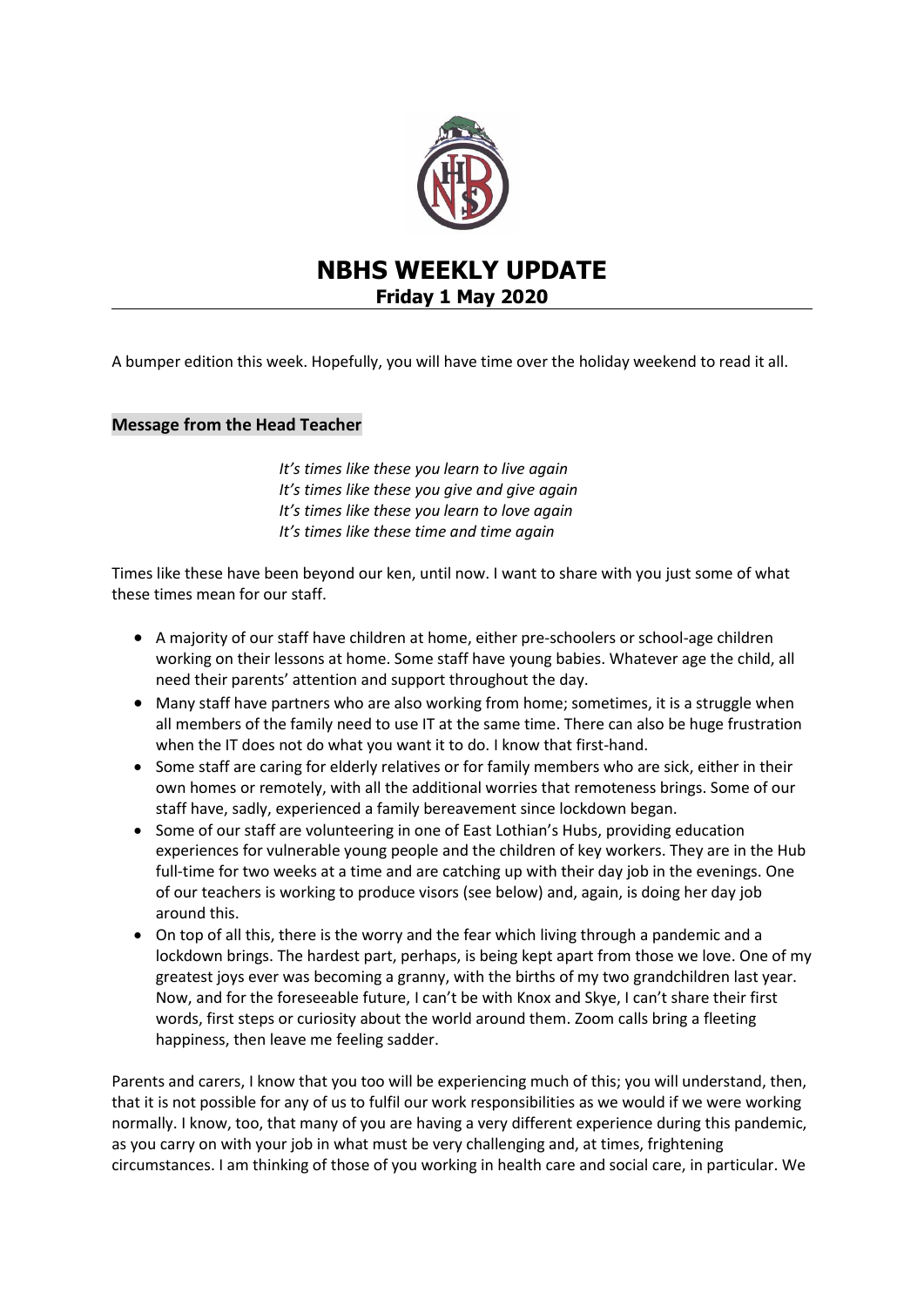# NBHS WEEKLY UPDATE

**Friday 1 May 2020**

A bumper edition this week. Hopefully, you will have time over the holiday weekend to read it all.

## Message from the Head Teacher

*It's times like these you learn to live again*
*It's times like these you give and give again*
*It's times like these you learn to love again*
*It's times like these time and time again*

Times like these have been beyond our ken, until now. I want to share with you just some of what these times mean for our staff.

- A majority of our staff have children at home, either pre-schoolers or school-age children working on their lessons at home. Some staff have young babies. Whatever age the child, all need their parents' attention and support throughout the day.
- Many staff have partners who are also working from home; sometimes, it is a struggle when all members of the family need to use IT at the same time. There can also be huge frustration when the IT does not do what you want it to do. I know that first-hand.
- Some staff are caring for elderly relatives or for family members who are sick, either in their own homes or remotely, with all the additional worries that remoteness brings. Some of our staff have, sadly, experienced a family bereavement since lockdown began.
- Some of our staff are volunteering in one of East Lothian's Hubs, providing education experiences for vulnerable young people and the children of key workers. They are in the Hub full-time for two weeks at a time and are catching up with their day job in the evenings. One of our teachers is working to produce visors (see below) and, again, is doing her day job around this.
- On top of all this, there is the worry and the fear which living through a pandemic and a lockdown brings. The hardest part, perhaps, is being kept apart from those we love. One of my greatest joys ever was becoming a granny, with the births of my two grandchildren last year. Now, and for the foreseeable future, I can't be with Knox and Skye, I can't share their first words, first steps or curiosity about the world around them. Zoom calls bring a fleeting happiness, then leave me feeling sadder.

Parents and carers, I know that you too will be experiencing much of this; you will understand, then, that it is not possible for any of us to fulfil our work responsibilities as we would if we were working normally. I know, too, that many of you are having a very different experience during this pandemic, as you carry on with your job in what must be very challenging and, at times, frightening circumstances. I am thinking of those of you working in health care and social care, in particular. We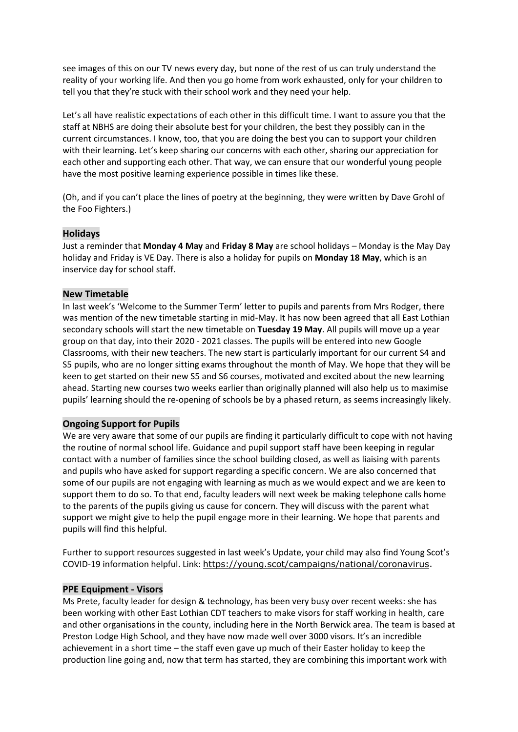see images of this on our TV news every day, but none of the rest of us can truly understand the reality of your working life. And then you go home from work exhausted, only for your children to tell you that they're stuck with their school work and they need your help.

Let's all have realistic expectations of each other in this difficult time. I want to assure you that the staff at NBHS are doing their absolute best for your children, the best they possibly can in the current circumstances. I know, too, that you are doing the best you can to support your children with their learning. Let's keep sharing our concerns with each other, sharing our appreciation for each other and supporting each other. That way, we can ensure that our wonderful young people have the most positive learning experience possible in times like these.

(Oh, and if you can't place the lines of poetry at the beginning, they were written by Dave Grohl of the Foo Fighters.)

## Holidays

Just a reminder that **Monday 4 May** and **Friday 8 May** are school holidays – Monday is the May Day holiday and Friday is VE Day. There is also a holiday for pupils on **Monday 18 May**, which is an inservice day for school staff.

## New Timetable

In last week's 'Welcome to the Summer Term' letter to pupils and parents from Mrs Rodger, there was mention of the new timetable starting in mid-May. It has now been agreed that all East Lothian secondary schools will start the new timetable on **Tuesday 19 May**. All pupils will move up a year group on that day, into their 2020 - 2021 classes. The pupils will be entered into new Google Classrooms, with their new teachers. The new start is particularly important for our current S4 and S5 pupils, who are no longer sitting exams throughout the month of May. We hope that they will be keen to get started on their new S5 and S6 courses, motivated and excited about the new learning ahead. Starting new courses two weeks earlier than originally planned will also help us to maximise pupils' learning should the re-opening of schools be by a phased return, as seems increasingly likely.

## Ongoing Support for Pupils

We are very aware that some of our pupils are finding it particularly difficult to cope with not having the routine of normal school life. Guidance and pupil support staff have been keeping in regular contact with a number of families since the school building closed, as well as liaising with parents and pupils who have asked for support regarding a specific concern. We are also concerned that some of our pupils are not engaging with learning as much as we would expect and we are keen to support them to do so. To that end, faculty leaders will next week be making telephone calls home to the parents of the pupils giving us cause for concern. They will discuss with the parent what support we might give to help the pupil engage more in their learning. We hope that parents and pupils will find this helpful.

Further to support resources suggested in last week's Update, your child may also find Young Scot's COVID-19 information helpful. Link: https://young.scot/campaigns/national/coronavirus.

## PPE Equipment - Visors

Ms Prete, faculty leader for design & technology, has been very busy over recent weeks: she has been working with other East Lothian CDT teachers to make visors for staff working in health, care and other organisations in the county, including here in the North Berwick area. The team is based at Preston Lodge High School, and they have now made well over 3000 visors. It's an incredible achievement in a short time – the staff even gave up much of their Easter holiday to keep the production line going and, now that term has started, they are combining this important work with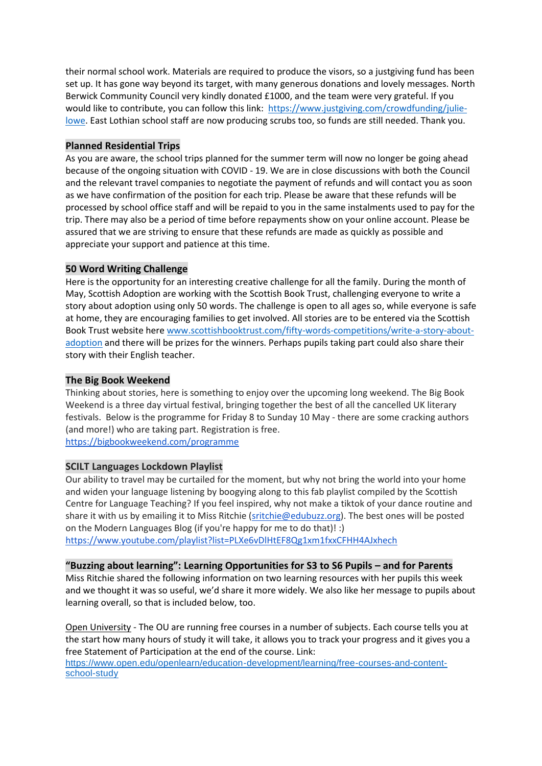their normal school work. Materials are required to produce the visors, so a justgiving fund has been set up. It has gone way beyond its target, with many generous donations and lovely messages. North Berwick Community Council very kindly donated £1000, and the team were very grateful. If you would like to contribute, you can follow this link: [https://www.justgiving.com/crowdfunding/julie-lowe](https://www.justgiving.com/crowdfunding/julie-lowe). East Lothian school staff are now producing scrubs too, so funds are still needed. Thank you.

## Planned Residential Trips

As you are aware, the school trips planned for the summer term will now no longer be going ahead because of the ongoing situation with COVID - 19. We are in close discussions with both the Council and the relevant travel companies to negotiate the payment of refunds and will contact you as soon as we have confirmation of the position for each trip. Please be aware that these refunds will be processed by school office staff and will be repaid to you in the same instalments used to pay for the trip. There may also be a period of time before repayments show on your online account. Please be assured that we are striving to ensure that these refunds are made as quickly as possible and appreciate your support and patience at this time.

## 50 Word Writing Challenge

Here is the opportunity for an interesting creative challenge for all the family. During the month of May, Scottish Adoption are working with the Scottish Book Trust, challenging everyone to write a story about adoption using only 50 words. The challenge is open to all ages so, while everyone is safe at home, they are encouraging families to get involved. All stories are to be entered via the Scottish Book Trust website here [www.scottishbooktrust.com/fifty-words-competitions/write-a-story-about-adoption](www.scottishbooktrust.com/fifty-words-competitions/write-a-story-about-adoption) and there will be prizes for the winners. Perhaps pupils taking part could also share their story with their English teacher.

## The Big Book Weekend

Thinking about stories, here is something to enjoy over the upcoming long weekend. The Big Book Weekend is a three day virtual festival, bringing together the best of all the cancelled UK literary festivals. Below is the programme for Friday 8 to Sunday 10 May - there are some cracking authors (and more!) who are taking part. Registration is free.
[https://bigbookweekend.com/programme](https://bigbookweekend.com/programme)

## SCILT Languages Lockdown Playlist

Our ability to travel may be curtailed for the moment, but why not bring the world into your home and widen your language listening by boogying along to this fab playlist compiled by the Scottish Centre for Language Teaching? If you feel inspired, why not make a tiktok of your dance routine and share it with us by emailing it to Miss Ritchie ([sritchie@edubuzz.org](mailto:sritchie@edubuzz.org)). The best ones will be posted on the Modern Languages Blog (if you're happy for me to do that)! :)
[https://www.youtube.com/playlist?list=PLXe6vDlHtEF8Qg1xm1fxxCFHH4AJxhech](https://www.youtube.com/playlist?list=PLXe6vDlHtEF8Qg1xm1fxxCFHH4AJxhech)

## "Buzzing about learning": Learning Opportunities for S3 to S6 Pupils – and for Parents

Miss Ritchie shared the following information on two learning resources with her pupils this week and we thought it was so useful, we'd share it more widely. We also like her message to pupils about learning overall, so that is included below, too.

Open University - The OU are running free courses in a number of subjects. Each course tells you at the start how many hours of study it will take, it allows you to track your progress and it gives you a free Statement of Participation at the end of the course. Link:
[https://www.open.edu/openlearn/education-development/learning/free-courses-and-content-school-study](https://www.open.edu/openlearn/education-development/learning/free-courses-and-content-school-study)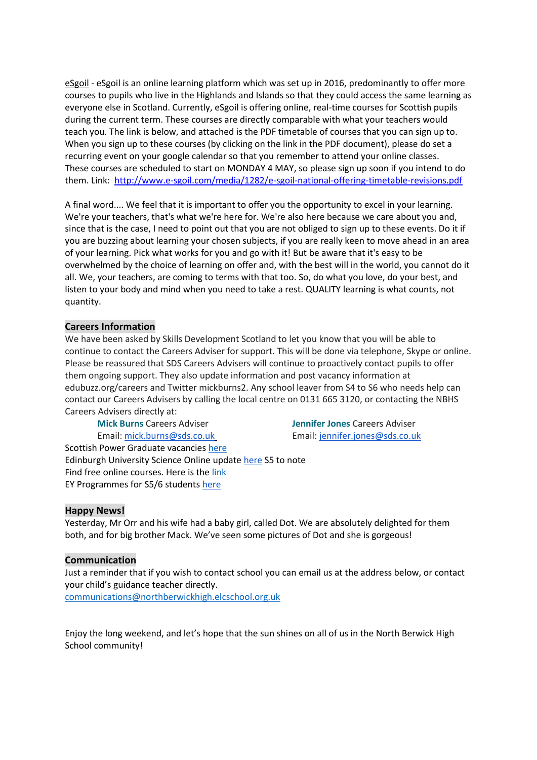eSgoil - eSgoil is an online learning platform which was set up in 2016, predominantly to offer more courses to pupils who live in the Highlands and Islands so that they could access the same learning as everyone else in Scotland. Currently, eSgoil is offering online, real-time courses for Scottish pupils during the current term. These courses are directly comparable with what your teachers would teach you. The link is below, and attached is the PDF timetable of courses that you can sign up to. When you sign up to these courses (by clicking on the link in the PDF document), please do set a recurring event on your google calendar so that you remember to attend your online classes. These courses are scheduled to start on MONDAY 4 MAY, so please sign up soon if you intend to do them. Link: http://www.e-sgoil.com/media/1282/e-sgoil-national-offering-timetable-revisions.pdf

A final word.... We feel that it is important to offer you the opportunity to excel in your learning. We're your teachers, that's what we're here for. We're also here because we care about you and, since that is the case, I need to point out that you are not obliged to sign up to these events. Do it if you are buzzing about learning your chosen subjects, if you are really keen to move ahead in an area of your learning. Pick what works for you and go with it! But be aware that it's easy to be overwhelmed by the choice of learning on offer and, with the best will in the world, you cannot do it all. We, your teachers, are coming to terms with that too. So, do what you love, do your best, and listen to your body and mind when you need to take a rest. QUALITY learning is what counts, not quantity.

## Careers Information

We have been asked by Skills Development Scotland to let you know that you will be able to continue to contact the Careers Adviser for support. This will be done via telephone, Skype or online. Please be reassured that SDS Careers Advisers will continue to proactively contact pupils to offer them ongoing support. They also update information and post vacancy information at edubuzz.org/careers and Twitter mickburns2. Any school leaver from S4 to S6 who needs help can contact our Careers Advisers by calling the local centre on 0131 665 3120, or contacting the NBHS Careers Advisers directly at:

**Mick Burns** Careers Adviser
Email: mick.burns@sds.co.uk

**Jennifer Jones** Careers Adviser
Email: jennifer.jones@sds.co.uk

Scottish Power Graduate vacancies here
Edinburgh University Science Online update here S5 to note
Find free online courses. Here is the link
EY Programmes for S5/6 students here

## Happy News!

Yesterday, Mr Orr and his wife had a baby girl, called Dot. We are absolutely delighted for them both, and for big brother Mack. We've seen some pictures of Dot and she is gorgeous!

## Communication

Just a reminder that if you wish to contact school you can email us at the address below, or contact your child's guidance teacher directly.
communications@northberwickhigh.elcschool.org.uk

Enjoy the long weekend, and let's hope that the sun shines on all of us in the North Berwick High School community!